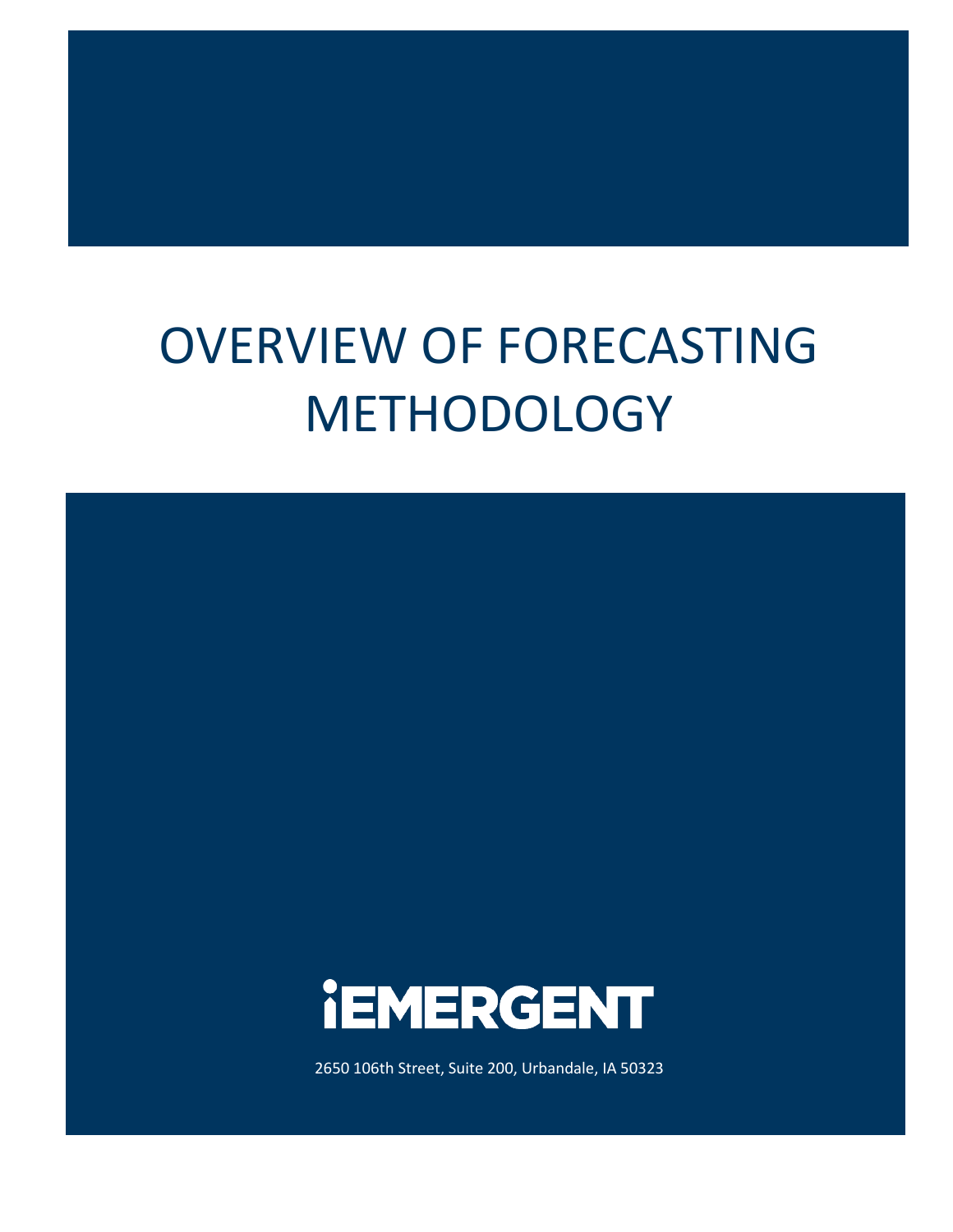# OVERVIEW OF FORECASTING METHODOLOGY

iEMERGENT

2650 106th Street, Suite 200, Urbandale, IA 50323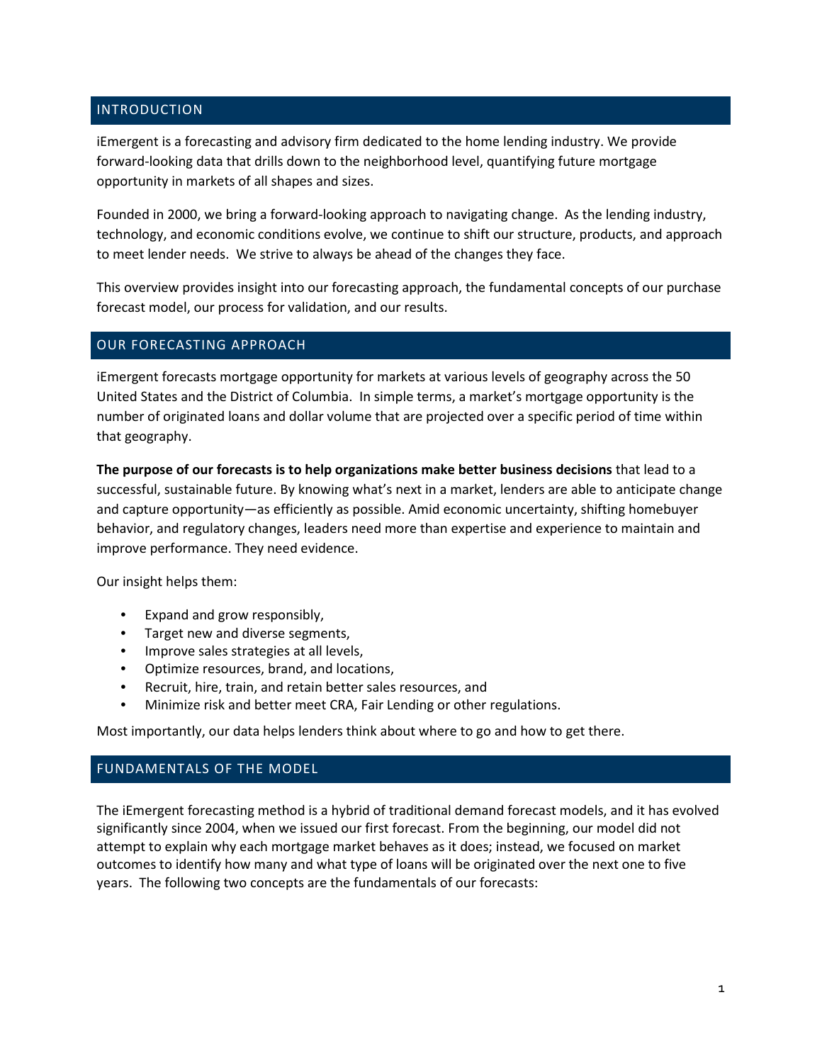## INTRODUCTION

iEmergent is a forecasting and advisory firm dedicated to the home lending industry. We provide forward-looking data that drills down to the neighborhood level, quantifying future mortgage opportunity in markets of all shapes and sizes.

Founded in 2000, we bring a forward-looking approach to navigating change. As the lending industry, technology, and economic conditions evolve, we continue to shift our structure, products, and approach to meet lender needs. We strive to always be ahead of the changes they face.

This overview provides insight into our forecasting approach, the fundamental concepts of our purchase forecast model, our process for validation, and our results.

## OUR FORECASTING APPROACH

iEmergent forecasts mortgage opportunity for markets at various levels of geography across the 50 United States and the District of Columbia. In simple terms, a market's mortgage opportunity is the number of originated loans and dollar volume that are projected over a specific period of time within that geography.

**The purpose of our forecasts is to help organizations make better business decisions** that lead to a successful, sustainable future. By knowing what's next in a market, lenders are able to anticipate change and capture opportunity—as efficiently as possible. Amid economic uncertainty, shifting homebuyer behavior, and regulatory changes, leaders need more than expertise and experience to maintain and improve performance. They need evidence.

Our insight helps them:

- Expand and grow responsibly,
- Target new and diverse segments,
- Improve sales strategies at all levels,
- Optimize resources, brand, and locations,
- Recruit, hire, train, and retain better sales resources, and
- Minimize risk and better meet CRA, Fair Lending or other regulations.

Most importantly, our data helps lenders think about where to go and how to get there.

## FUNDAMENTALS OF THE MODEL

The iEmergent forecasting method is a hybrid of traditional demand forecast models, and it has evolved significantly since 2004, when we issued our first forecast. From the beginning, our model did not attempt to explain why each mortgage market behaves as it does; instead, we focused on market outcomes to identify how many and what type of loans will be originated over the next one to five years. The following two concepts are the fundamentals of our forecasts: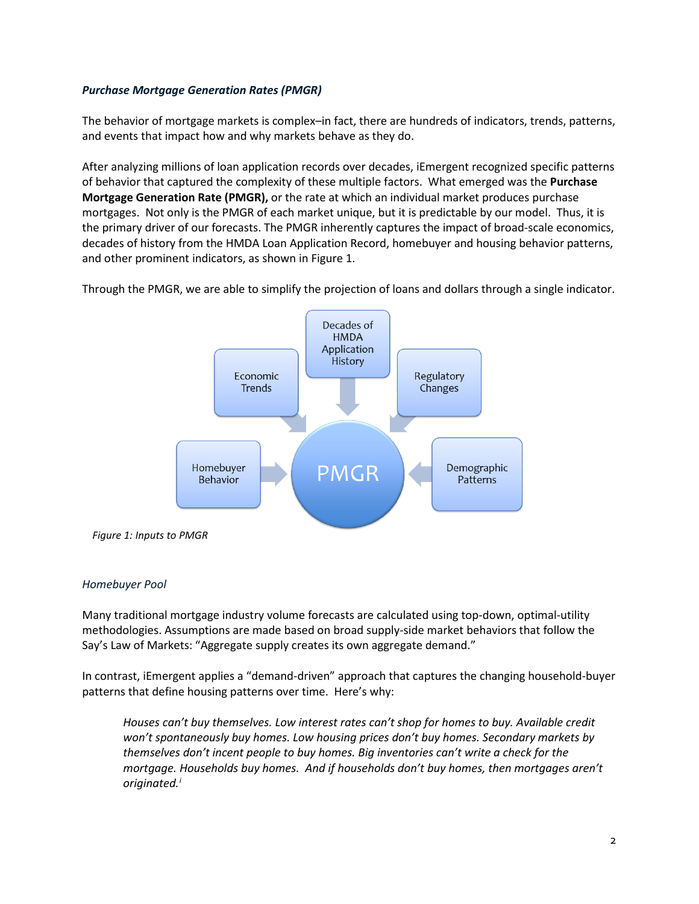***Purchase Mortgage Generation Rates (PMGR)***

The behavior of mortgage markets is complex–in fact, there are hundreds of indicators, trends, patterns, and events that impact how and why markets behave as they do.

After analyzing millions of loan application records over decades, iEmergent recognized specific patterns of behavior that captured the complexity of these multiple factors. What emerged was the **Purchase Mortgage Generation Rate (PMGR),** or the rate at which an individual market produces purchase mortgages. Not only is the PMGR of each market unique, but it is predictable by our model. Thus, it is the primary driver of our forecasts. The PMGR inherently captures the impact of broad-scale economics, decades of history from the HMDA Loan Application Record, homebuyer and housing behavior patterns, and other prominent indicators, as shown in Figure 1.

Through the PMGR, we are able to simplify the projection of loans and dollars through a single indicator.

Economic Trends

Decades of HMDA Application History

Regulatory Changes

Homebuyer Behavior

PMGR

Demographic Patterns

*Figure 1: Inputs to PMGR*

*Homebuyer Pool*

Many traditional mortgage industry volume forecasts are calculated using top-down, optimal-utility methodologies. Assumptions are made based on broad supply-side market behaviors that follow the Say's Law of Markets: "Aggregate supply creates its own aggregate demand."

In contrast, iEmergent applies a "demand-driven" approach that captures the changing household-buyer patterns that define housing patterns over time. Here's why:

> *Houses can't buy themselves. Low interest rates can't shop for homes to buy. Available credit won't spontaneously buy homes. Low housing prices don't buy homes. Secondary markets by themselves don't incent people to buy homes. Big inventories can't write a check for the mortgage. Households buy homes. And if households don't buy homes, then mortgages aren't originated.*[i]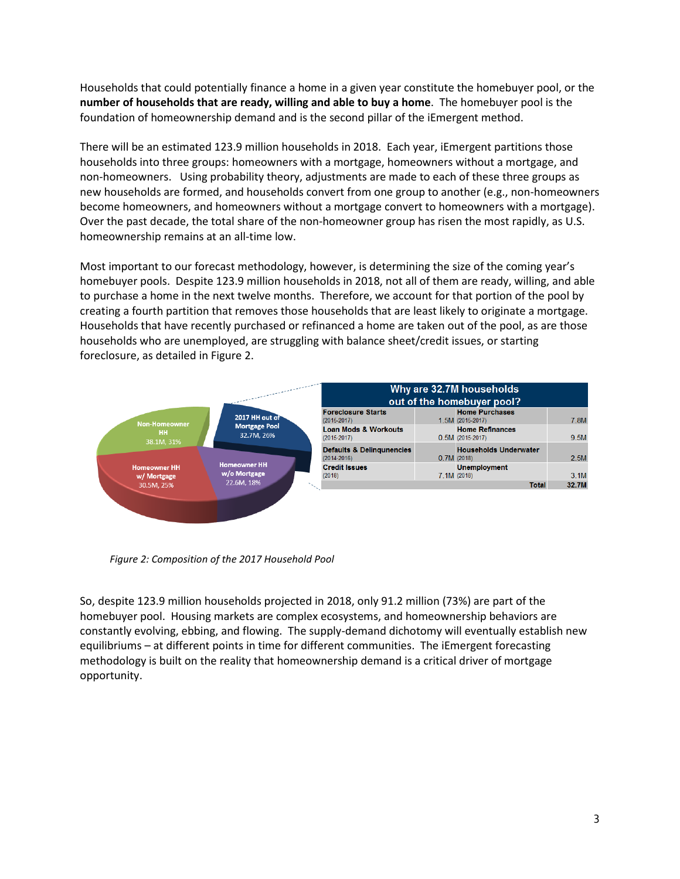Households that could potentially finance a home in a given year constitute the homebuyer pool, or the **number of households that are ready, willing and able to buy a home**. The homebuyer pool is the foundation of homeownership demand and is the second pillar of the iEmergent method.

There will be an estimated 123.9 million households in 2018. Each year, iEmergent partitions those households into three groups: homeowners with a mortgage, homeowners without a mortgage, and non-homeowners. Using probability theory, adjustments are made to each of these three groups as new households are formed, and households convert from one group to another (e.g., non-homeowners become homeowners, and homeowners without a mortgage convert to homeowners with a mortgage). Over the past decade, the total share of the non-homeowner group has risen the most rapidly, as U.S. homeownership remains at an all-time low.

Most important to our forecast methodology, however, is determining the size of the coming year's homebuyer pools. Despite 123.9 million households in 2018, not all of them are ready, willing, and able to purchase a home in the next twelve months. Therefore, we account for that portion of the pool by creating a fourth partition that removes those households that are least likely to originate a mortgage. Households that have recently purchased or refinanced a home are taken out of the pool, as are those households who are unemployed, are struggling with balance sheet/credit issues, or starting foreclosure, as detailed in Figure 2.

| Why are 32.7M households out of the homebuyer pool? | | | |
|---|---|---|---|
| **Foreclosure Starts** (2015-2017) | 1.5M | **Home Purchases** (2015-2017) | 7.8M |
| **Loan Mods & Workouts** (2015-2017) | 0.5M | **Home Refinances** (2015-2017) | 9.5M |
| **Defaults & Delinquencies** (2014-2016) | 0.7M | **Households Underwater** (2018) | 2.5M |
| **Credit Issues** (2018) | 7.1M | **Unemployment** (2018) | 3.1M |
| | | **Total** | **32.7M** |

Non-Homeowner HH 38.1M, 31%; 2017 HH out of Mortgage Pool 32.7M, 26%; Homeowner HH w/o Mortgage 22.6M, 18%; Homeowner HH w/ Mortgage 30.5M, 25%

*Figure 2: Composition of the 2017 Household Pool*

So, despite 123.9 million households projected in 2018, only 91.2 million (73%) are part of the homebuyer pool. Housing markets are complex ecosystems, and homeownership behaviors are constantly evolving, ebbing, and flowing. The supply-demand dichotomy will eventually establish new equilibriums – at different points in time for different communities. The iEmergent forecasting methodology is built on the reality that homeownership demand is a critical driver of mortgage opportunity.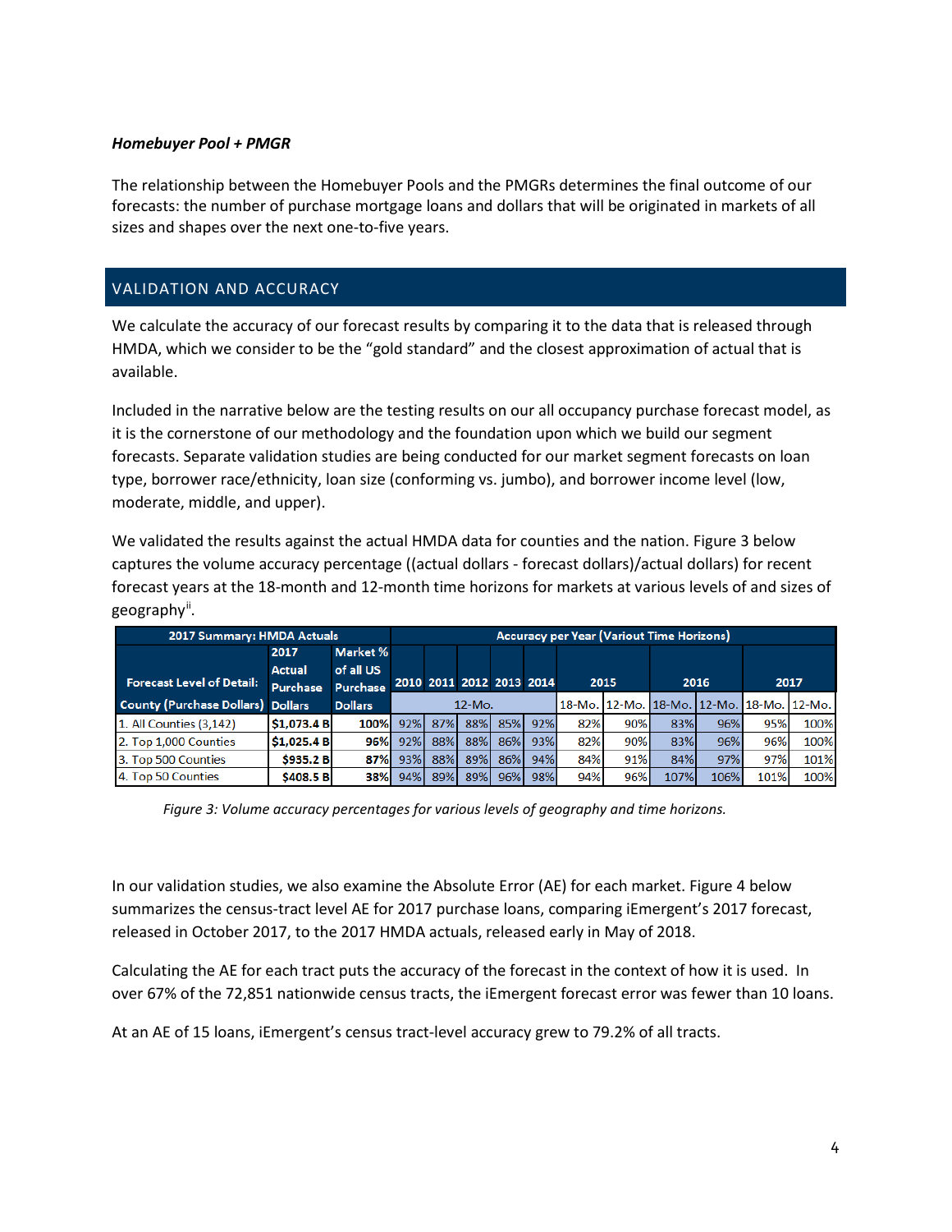***Homebuyer Pool + PMGR***

The relationship between the Homebuyer Pools and the PMGRs determines the final outcome of our forecasts: the number of purchase mortgage loans and dollars that will be originated in markets of all sizes and shapes over the next one-to-five years.

## VALIDATION AND ACCURACY

We calculate the accuracy of our forecast results by comparing it to the data that is released through HMDA, which we consider to be the "gold standard" and the closest approximation of actual that is available.

Included in the narrative below are the testing results on our all occupancy purchase forecast model, as it is the cornerstone of our methodology and the foundation upon which we build our segment forecasts. Separate validation studies are being conducted for our market segment forecasts on loan type, borrower race/ethnicity, loan size (conforming vs. jumbo), and borrower income level (low, moderate, middle, and upper).

We validated the results against the actual HMDA data for counties and the nation. Figure 3 below captures the volume accuracy percentage ((actual dollars - forecast dollars)/actual dollars) for recent forecast years at the 18-month and 12-month time horizons for markets at various levels of and sizes of geography[ii].

| 2017 Summary: HMDA Actuals | | | Accuracy per Year (Variout Time Horizons) | | | | | | | | | | |
|---|---|---|---|---|---|---|---|---|---|---|---|---|---|
| Forecast Level of Detail: | 2017 Actual Purchase | Market % of all US Purchase | 2010 | 2011 | 2012 | 2013 | 2014 | 2015 | | 2016 | | 2017 | |
| County (Purchase Dollars) | Dollars | Dollars | 12-Mo. | | | | | 18-Mo. | 12-Mo. | 18-Mo. | 12-Mo. | 18-Mo. | 12-Mo. |
| 1. All Counties (3,142) | $1,073.4 B | 100% | 92% | 87% | 88% | 85% | 92% | 82% | 90% | 83% | 96% | 95% | 100% |
| 2. Top 1,000 Counties | $1,025.4 B | 96% | 92% | 88% | 88% | 86% | 93% | 82% | 90% | 83% | 96% | 96% | 100% |
| 3. Top 500 Counties | $935.2 B | 87% | 93% | 88% | 89% | 86% | 94% | 84% | 91% | 84% | 97% | 97% | 101% |
| 4. Top 50 Counties | $408.5 B | 38% | 94% | 89% | 89% | 96% | 98% | 94% | 96% | 107% | 106% | 101% | 100% |

*Figure 3: Volume accuracy percentages for various levels of geography and time horizons.*

In our validation studies, we also examine the Absolute Error (AE) for each market. Figure 4 below summarizes the census-tract level AE for 2017 purchase loans, comparing iEmergent's 2017 forecast, released in October 2017, to the 2017 HMDA actuals, released early in May of 2018.

Calculating the AE for each tract puts the accuracy of the forecast in the context of how it is used. In over 67% of the 72,851 nationwide census tracts, the iEmergent forecast error was fewer than 10 loans.

At an AE of 15 loans, iEmergent's census tract-level accuracy grew to 79.2% of all tracts.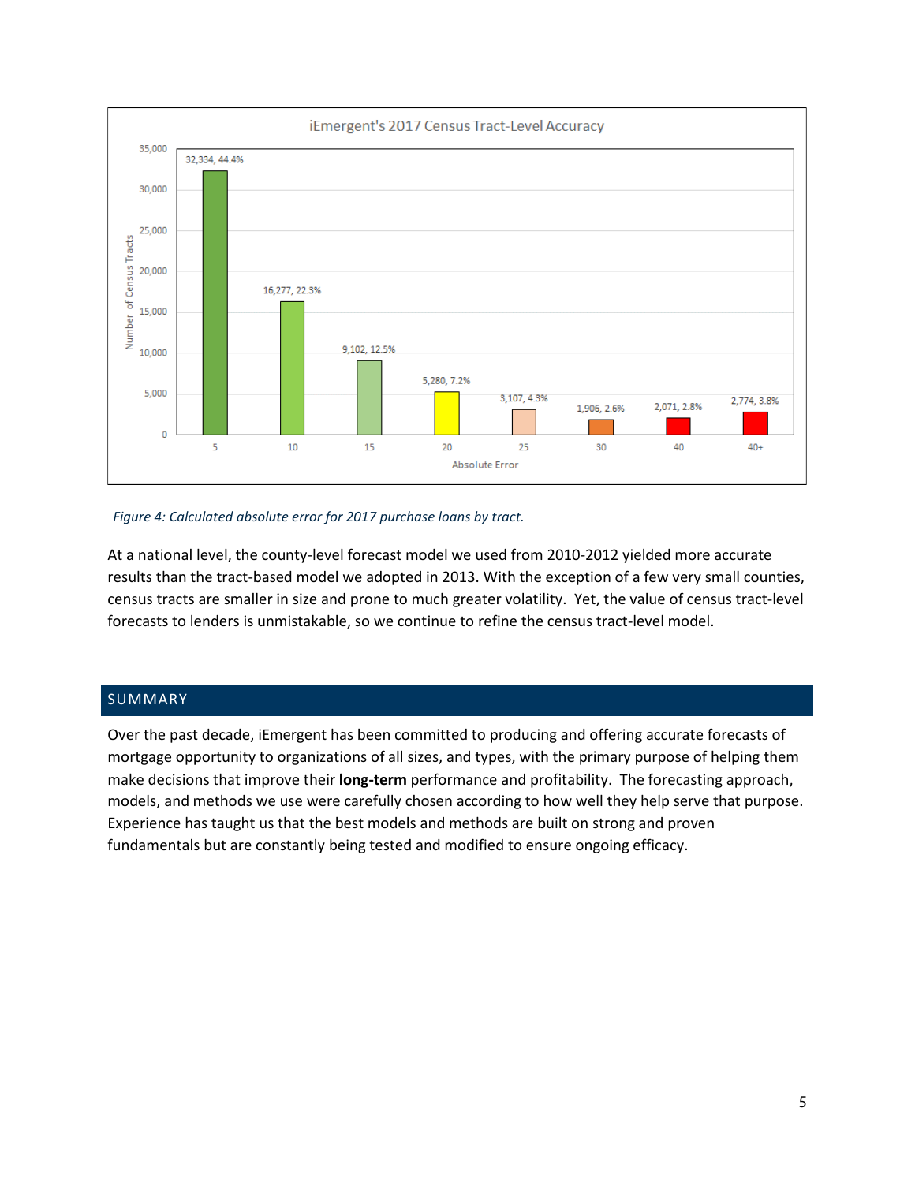**iEmergent's 2017 Census Tract-Level Accuracy**

| Absolute Error | Number of Census Tracts |
| --- | --- |
| 5 | 32,334, 44.4% |
| 10 | 16,277, 22.3% |
| 15 | 9,102, 12.5% |
| 20 | 5,280, 7.2% |
| 25 | 3,107, 4.3% |
| 30 | 1,906, 2.6% |
| 40 | 2,071, 2.8% |
| 40+ | 2,774, 3.8% |

*Figure 4: Calculated absolute error for 2017 purchase loans by tract.*

At a national level, the county-level forecast model we used from 2010-2012 yielded more accurate results than the tract-based model we adopted in 2013. With the exception of a few very small counties, census tracts are smaller in size and prone to much greater volatility. Yet, the value of census tract-level forecasts to lenders is unmistakable, so we continue to refine the census tract-level model.

## SUMMARY

Over the past decade, iEmergent has been committed to producing and offering accurate forecasts of mortgage opportunity to organizations of all sizes, and types, with the primary purpose of helping them make decisions that improve their **long-term** performance and profitability. The forecasting approach, models, and methods we use were carefully chosen according to how well they help serve that purpose. Experience has taught us that the best models and methods are built on strong and proven fundamentals but are constantly being tested and modified to ensure ongoing efficacy.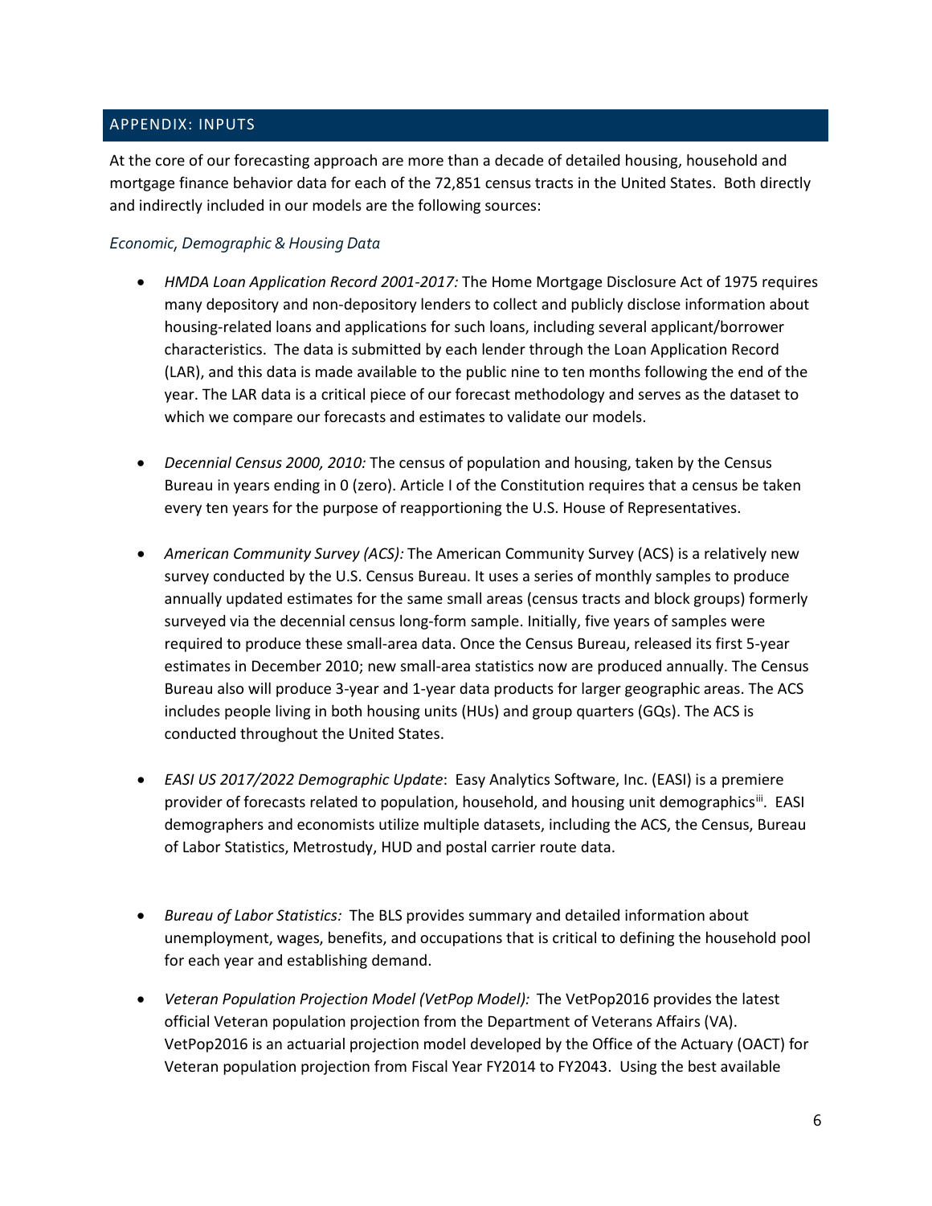## APPENDIX: INPUTS

At the core of our forecasting approach are more than a decade of detailed housing, household and mortgage finance behavior data for each of the 72,851 census tracts in the United States. Both directly and indirectly included in our models are the following sources:

*Economic, Demographic & Housing Data*

- *HMDA Loan Application Record 2001-2017:* The Home Mortgage Disclosure Act of 1975 requires many depository and non-depository lenders to collect and publicly disclose information about housing-related loans and applications for such loans, including several applicant/borrower characteristics. The data is submitted by each lender through the Loan Application Record (LAR), and this data is made available to the public nine to ten months following the end of the year. The LAR data is a critical piece of our forecast methodology and serves as the dataset to which we compare our forecasts and estimates to validate our models.

- *Decennial Census 2000, 2010:* The census of population and housing, taken by the Census Bureau in years ending in 0 (zero). Article I of the Constitution requires that a census be taken every ten years for the purpose of reapportioning the U.S. House of Representatives.

- *American Community Survey (ACS):* The American Community Survey (ACS) is a relatively new survey conducted by the U.S. Census Bureau. It uses a series of monthly samples to produce annually updated estimates for the same small areas (census tracts and block groups) formerly surveyed via the decennial census long-form sample. Initially, five years of samples were required to produce these small-area data. Once the Census Bureau, released its first 5-year estimates in December 2010; new small-area statistics now are produced annually. The Census Bureau also will produce 3-year and 1-year data products for larger geographic areas. The ACS includes people living in both housing units (HUs) and group quarters (GQs). The ACS is conducted throughout the United States.

- *EASI US 2017/2022 Demographic Update*: Easy Analytics Software, Inc. (EASI) is a premiere provider of forecasts related to population, household, and housing unit demographics[iii]. EASI demographers and economists utilize multiple datasets, including the ACS, the Census, Bureau of Labor Statistics, Metrostudy, HUD and postal carrier route data.

- *Bureau of Labor Statistics:* The BLS provides summary and detailed information about unemployment, wages, benefits, and occupations that is critical to defining the household pool for each year and establishing demand.

- *Veteran Population Projection Model (VetPop Model):* The VetPop2016 provides the latest official Veteran population projection from the Department of Veterans Affairs (VA). VetPop2016 is an actuarial projection model developed by the Office of the Actuary (OACT) for Veteran population projection from Fiscal Year FY2014 to FY2043. Using the best available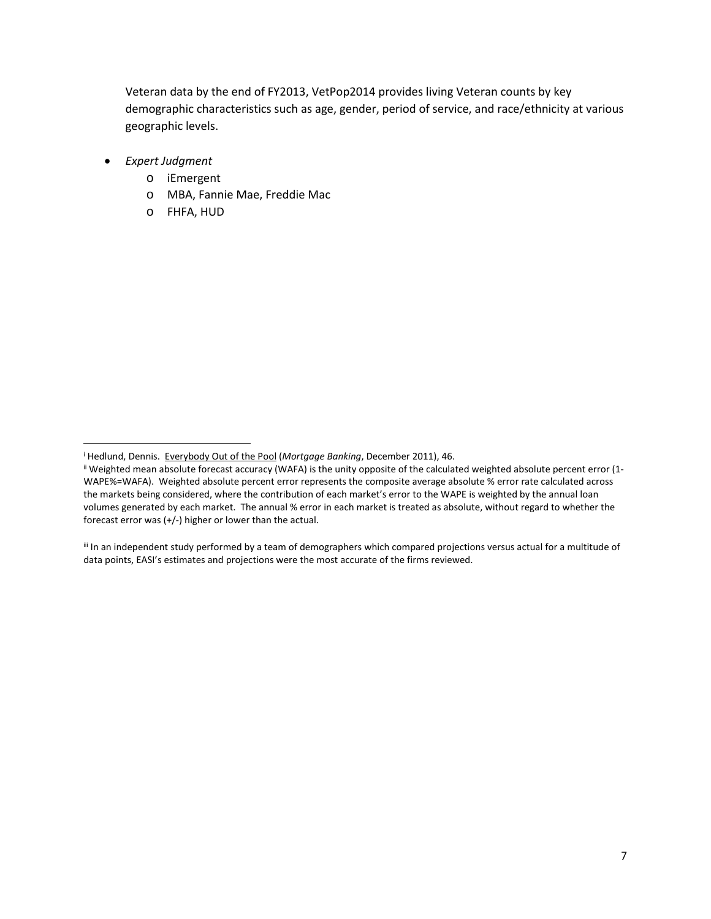Veteran data by the end of FY2013, VetPop2014 provides living Veteran counts by key demographic characteristics such as age, gender, period of service, and race/ethnicity at various geographic levels.

- *Expert Judgment*
  - iEmergent
  - MBA, Fannie Mae, Freddie Mac
  - FHFA, HUD

---

[i] Hedlund, Dennis. Everybody Out of the Pool (*Mortgage Banking*, December 2011), 46.

[ii] Weighted mean absolute forecast accuracy (WAFA) is the unity opposite of the calculated weighted absolute percent error (1-WAPE%=WAFA). Weighted absolute percent error represents the composite average absolute % error rate calculated across the markets being considered, where the contribution of each market's error to the WAPE is weighted by the annual loan volumes generated by each market. The annual % error in each market is treated as absolute, without regard to whether the forecast error was (+/-) higher or lower than the actual.

[iii] In an independent study performed by a team of demographers which compared projections versus actual for a multitude of data points, EASI's estimates and projections were the most accurate of the firms reviewed.